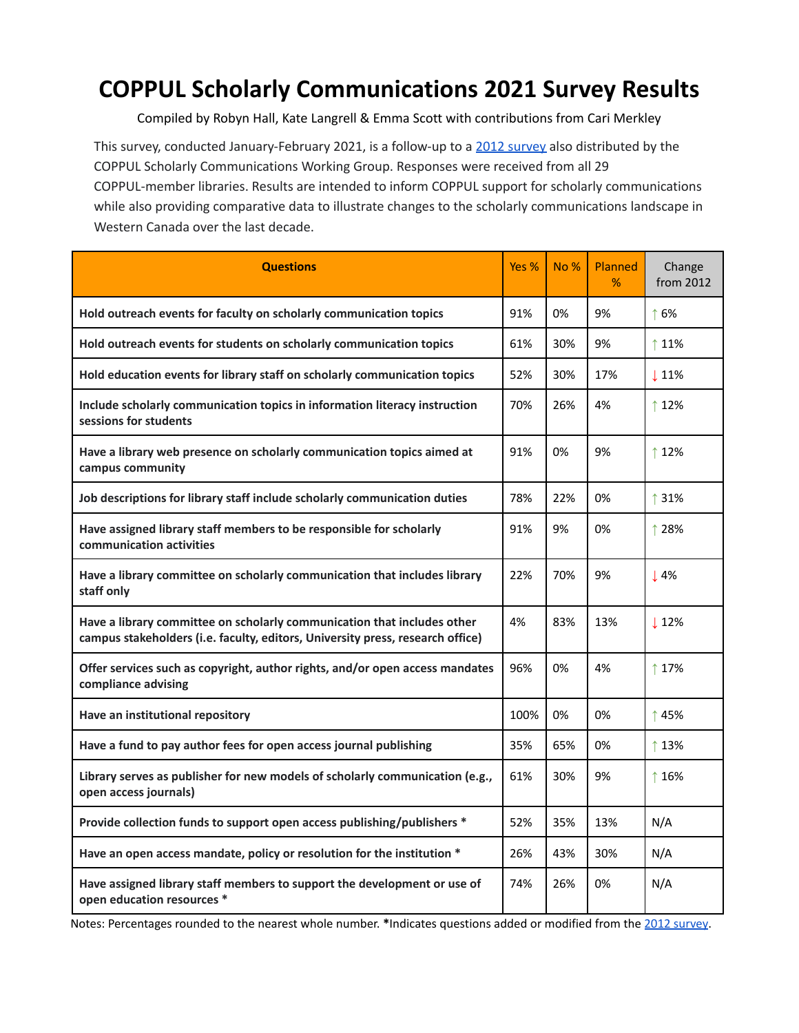# COPPUL Scholarly Communications 2021 Survey Results

Compiled by Robyn Hall, Kate Langrell & Emma Scott with contributions from Cari Merkley

This survey, conducted January-February 2021, is a follow-up to a 2012 survey also distributed by the COPPUL Scholarly Communications Working Group. Responses were received from all 29 COPPUL-member libraries. Results are intended to inform COPPUL support for scholarly communications while also providing comparative data to illustrate changes to the scholarly communications landscape in Western Canada over the last decade.

| Questions | Yes % | No % | Planned % | Change from 2012 |
|---|---|---|---|---|
| **Hold outreach events for faculty on scholarly communication topics** | 91% | 0% | 9% | ↑ 6% |
| **Hold outreach events for students on scholarly communication topics** | 61% | 30% | 9% | ↑ 11% |
| **Hold education events for library staff on scholarly communication topics** | 52% | 30% | 17% | ↓ 11% |
| **Include scholarly communication topics in information literacy instruction sessions for students** | 70% | 26% | 4% | ↑ 12% |
| **Have a library web presence on scholarly communication topics aimed at campus community** | 91% | 0% | 9% | ↑ 12% |
| **Job descriptions for library staff include scholarly communication duties** | 78% | 22% | 0% | ↑ 31% |
| **Have assigned library staff members to be responsible for scholarly communication activities** | 91% | 9% | 0% | ↑ 28% |
| **Have a library committee on scholarly communication that includes library staff only** | 22% | 70% | 9% | ↓ 4% |
| **Have a library committee on scholarly communication that includes other campus stakeholders (i.e. faculty, editors, University press, research office)** | 4% | 83% | 13% | ↓ 12% |
| **Offer services such as copyright, author rights, and/or open access mandates compliance advising** | 96% | 0% | 4% | ↑ 17% |
| **Have an institutional repository** | 100% | 0% | 0% | ↑ 45% |
| **Have a fund to pay author fees for open access journal publishing** | 35% | 65% | 0% | ↑ 13% |
| **Library serves as publisher for new models of scholarly communication (e.g., open access journals)** | 61% | 30% | 9% | ↑ 16% |
| **Provide collection funds to support open access publishing/publishers *** | 52% | 35% | 13% | N/A |
| **Have an open access mandate, policy or resolution for the institution *** | 26% | 43% | 30% | N/A |
| **Have assigned library staff members to support the development or use of open education resources *** | 74% | 26% | 0% | N/A |

Notes: Percentages rounded to the nearest whole number. ***Indicates questions added or modified from the 2012 survey.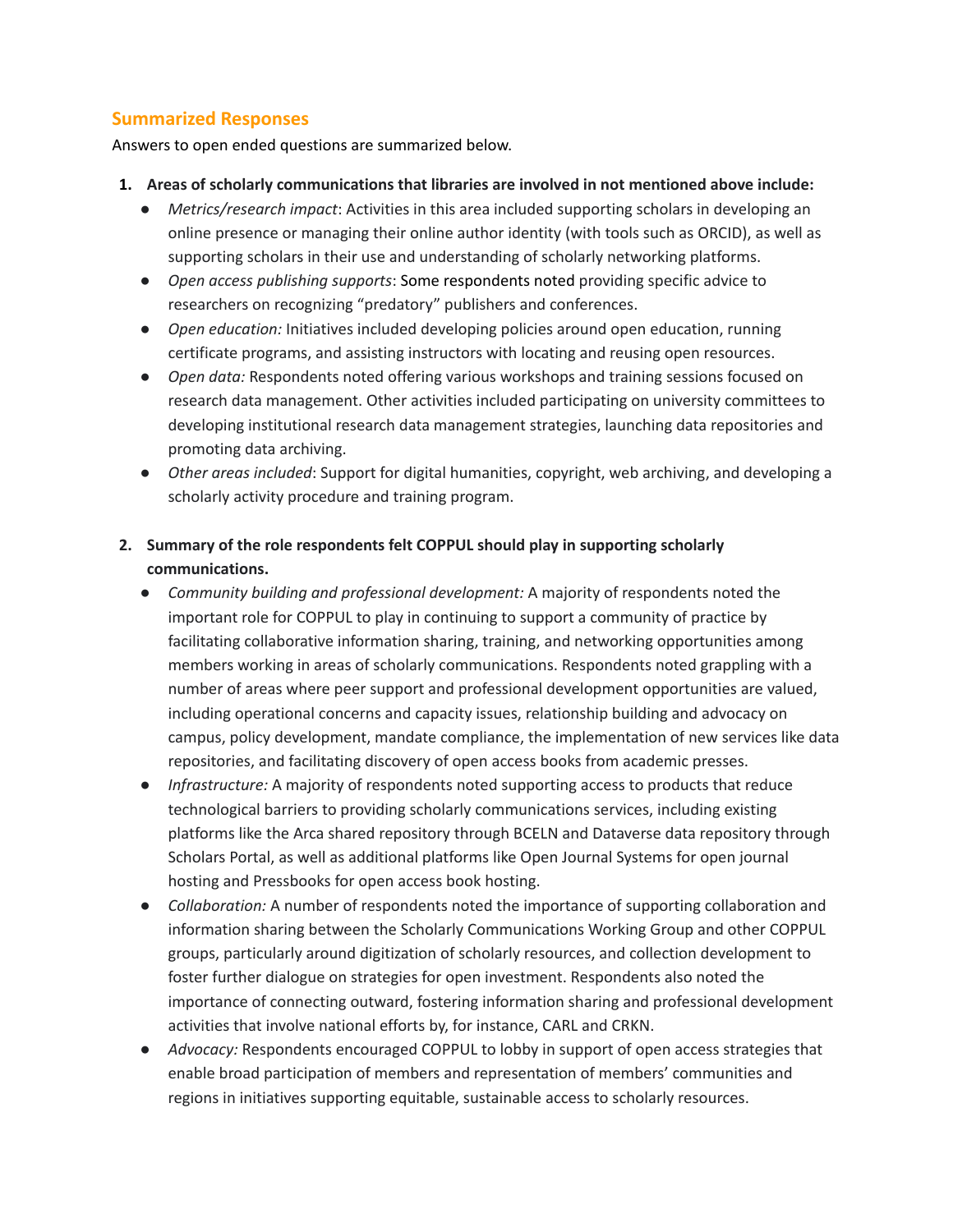## Summarized Responses

Answers to open ended questions are summarized below.

1. **Areas of scholarly communications that libraries are involved in not mentioned above include:**
    - *Metrics/research impact*: Activities in this area included supporting scholars in developing an online presence or managing their online author identity (with tools such as ORCID), as well as supporting scholars in their use and understanding of scholarly networking platforms.
    - *Open access publishing supports*: Some respondents noted providing specific advice to researchers on recognizing "predatory" publishers and conferences.
    - *Open education:* Initiatives included developing policies around open education, running certificate programs, and assisting instructors with locating and reusing open resources.
    - *Open data:* Respondents noted offering various workshops and training sessions focused on research data management. Other activities included participating on university committees to developing institutional research data management strategies, launching data repositories and promoting data archiving.
    - *Other areas included*: Support for digital humanities, copyright, web archiving, and developing a scholarly activity procedure and training program.

2. **Summary of the role respondents felt COPPUL should play in supporting scholarly communications.**
    - *Community building and professional development:* A majority of respondents noted the important role for COPPUL to play in continuing to support a community of practice by facilitating collaborative information sharing, training, and networking opportunities among members working in areas of scholarly communications. Respondents noted grappling with a number of areas where peer support and professional development opportunities are valued, including operational concerns and capacity issues, relationship building and advocacy on campus, policy development, mandate compliance, the implementation of new services like data repositories, and facilitating discovery of open access books from academic presses.
    - *Infrastructure:* A majority of respondents noted supporting access to products that reduce technological barriers to providing scholarly communications services, including existing platforms like the Arca shared repository through BCELN and Dataverse data repository through Scholars Portal, as well as additional platforms like Open Journal Systems for open journal hosting and Pressbooks for open access book hosting.
    - *Collaboration:* A number of respondents noted the importance of supporting collaboration and information sharing between the Scholarly Communications Working Group and other COPPUL groups, particularly around digitization of scholarly resources, and collection development to foster further dialogue on strategies for open investment. Respondents also noted the importance of connecting outward, fostering information sharing and professional development activities that involve national efforts by, for instance, CARL and CRKN.
    - *Advocacy:* Respondents encouraged COPPUL to lobby in support of open access strategies that enable broad participation of members and representation of members' communities and regions in initiatives supporting equitable, sustainable access to scholarly resources.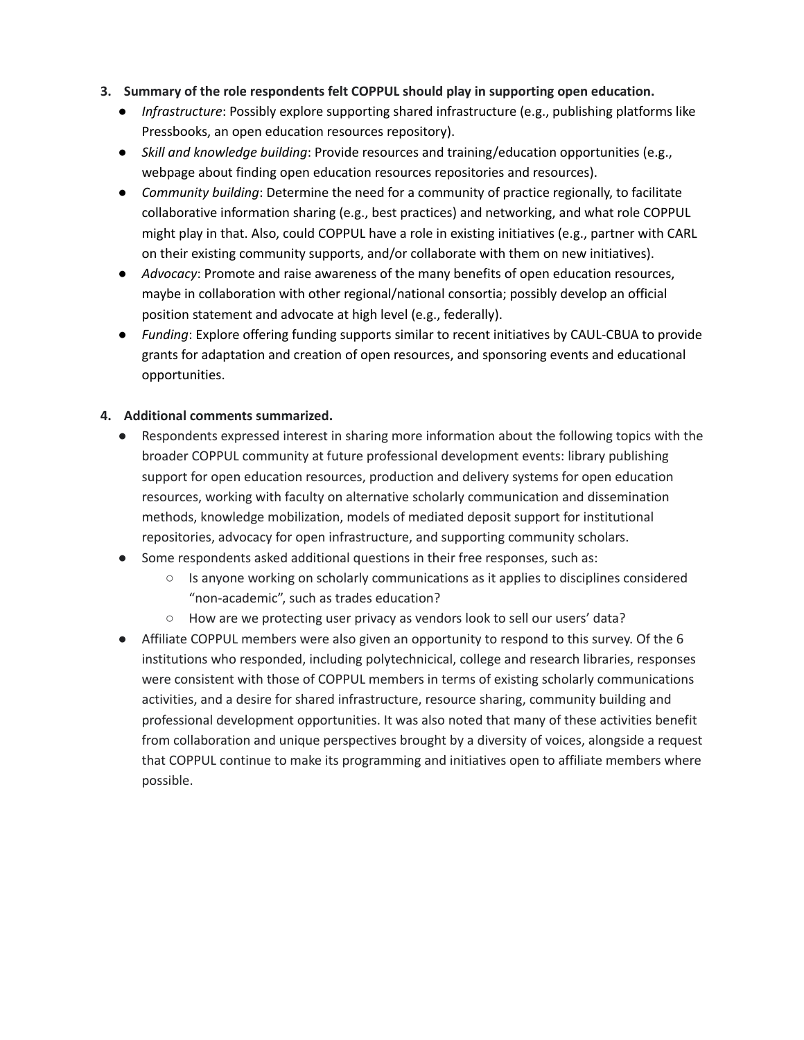3. **Summary of the role respondents felt COPPUL should play in supporting open education.**
    - *Infrastructure*: Possibly explore supporting shared infrastructure (e.g., publishing platforms like Pressbooks, an open education resources repository).
    - *Skill and knowledge building*: Provide resources and training/education opportunities (e.g., webpage about finding open education resources repositories and resources).
    - *Community building*: Determine the need for a community of practice regionally, to facilitate collaborative information sharing (e.g., best practices) and networking, and what role COPPUL might play in that. Also, could COPPUL have a role in existing initiatives (e.g., partner with CARL on their existing community supports, and/or collaborate with them on new initiatives).
    - *Advocacy*: Promote and raise awareness of the many benefits of open education resources, maybe in collaboration with other regional/national consortia; possibly develop an official position statement and advocate at high level (e.g., federally).
    - *Funding*: Explore offering funding supports similar to recent initiatives by CAUL-CBUA to provide grants for adaptation and creation of open resources, and sponsoring events and educational opportunities.

4. **Additional comments summarized.**
    - Respondents expressed interest in sharing more information about the following topics with the broader COPPUL community at future professional development events: library publishing support for open education resources, production and delivery systems for open education resources, working with faculty on alternative scholarly communication and dissemination methods, knowledge mobilization, models of mediated deposit support for institutional repositories, advocacy for open infrastructure, and supporting community scholars.
    - Some respondents asked additional questions in their free responses, such as:
        - Is anyone working on scholarly communications as it applies to disciplines considered "non-academic", such as trades education?
        - How are we protecting user privacy as vendors look to sell our users' data?
    - Affiliate COPPUL members were also given an opportunity to respond to this survey. Of the 6 institutions who responded, including polytechnicical, college and research libraries, responses were consistent with those of COPPUL members in terms of existing scholarly communications activities, and a desire for shared infrastructure, resource sharing, community building and professional development opportunities. It was also noted that many of these activities benefit from collaboration and unique perspectives brought by a diversity of voices, alongside a request that COPPUL continue to make its programming and initiatives open to affiliate members where possible.